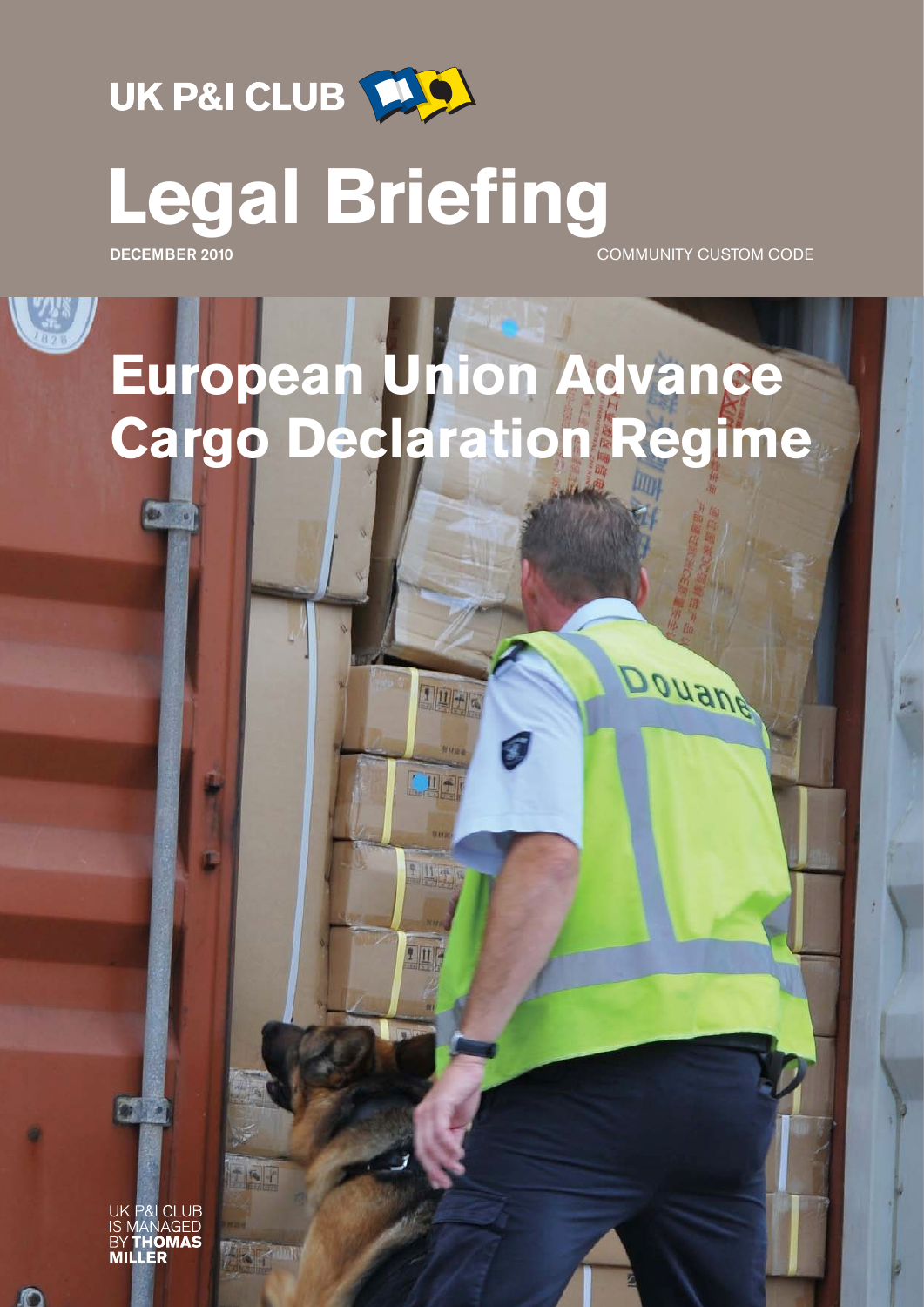UK P&I CLUB

# Legal Briefing

**DECEMBER 2010**

COMMUNITY CUSTOM CODE

## European Union Advance Cargo Declaration Regime

UK P&I CLUB IS MANAGED BY **THOMAS MILLER**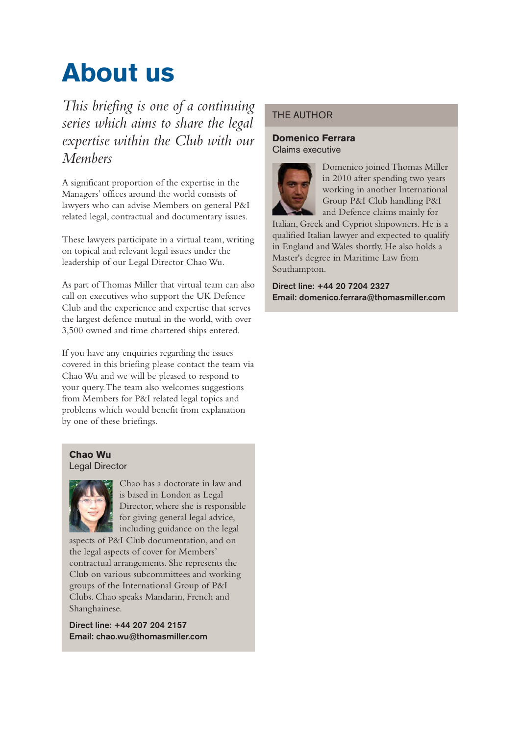# About us

*This briefing is one of a continuing series which aims to share the legal expertise within the Club with our Members*

A significant proportion of the expertise in the Managers' offices around the world consists of lawyers who can advise Members on general P&I related legal, contractual and documentary issues.

These lawyers participate in a virtual team, writing on topical and relevant legal issues under the leadership of our Legal Director Chao Wu.

As part of Thomas Miller that virtual team can also call on executives who support the UK Defence Club and the experience and expertise that serves the largest defence mutual in the world, with over 3,500 owned and time chartered ships entered.

If you have any enquiries regarding the issues covered in this briefing please contact the team via Chao Wu and we will be pleased to respond to your query. The team also welcomes suggestions from Members for P&I related legal topics and problems which would benefit from explanation by one of these briefings.

**Chao Wu**
Legal Director

Chao has a doctorate in law and is based in London as Legal Director, where she is responsible for giving general legal advice, including guidance on the legal aspects of P&I Club documentation, and on the legal aspects of cover for Members' contractual arrangements. She represents the Club on various subcommittees and working groups of the International Group of P&I Clubs. Chao speaks Mandarin, French and Shanghainese.

**Direct line: +44 207 204 2157**
**Email: chao.wu@thomasmiller.com**

## THE AUTHOR

**Domenico Ferrara**
Claims executive

Domenico joined Thomas Miller in 2010 after spending two years working in another International Group P&I Club handling P&I and Defence claims mainly for Italian, Greek and Cypriot shipowners. He is a qualified Italian lawyer and expected to qualify in England and Wales shortly. He also holds a Master's degree in Maritime Law from Southampton.

**Direct line: +44 20 7204 2327**
**Email: domenico.ferrara@thomasmiller.com**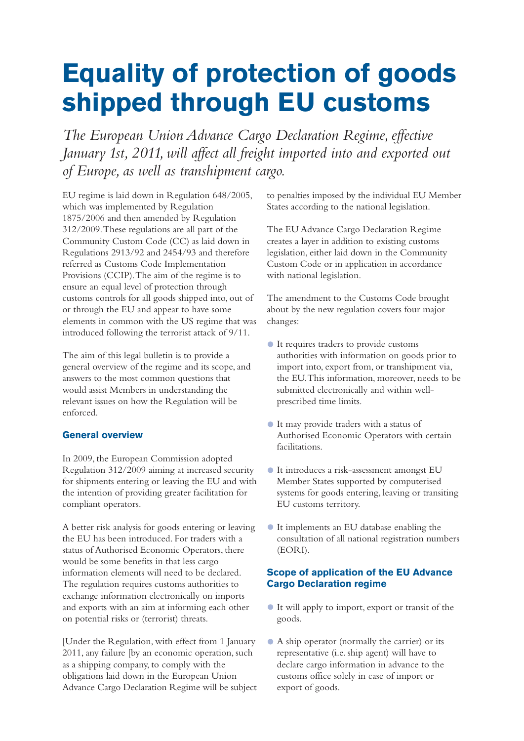# Equality of protection of goods shipped through EU customs

*The European Union Advance Cargo Declaration Regime, effective January 1st, 2011, will affect all freight imported into and exported out of Europe, as well as transhipment cargo.*

EU regime is laid down in Regulation 648/2005, which was implemented by Regulation 1875/2006 and then amended by Regulation 312/2009. These regulations are all part of the Community Custom Code (CC) as laid down in Regulations 2913/92 and 2454/93 and therefore referred as Customs Code Implementation Provisions (CCIP). The aim of the regime is to ensure an equal level of protection through customs controls for all goods shipped into, out of or through the EU and appear to have some elements in common with the US regime that was introduced following the terrorist attack of 9/11.

The aim of this legal bulletin is to provide a general overview of the regime and its scope, and answers to the most common questions that would assist Members in understanding the relevant issues on how the Regulation will be enforced.

### General overview

In 2009, the European Commission adopted Regulation 312/2009 aiming at increased security for shipments entering or leaving the EU and with the intention of providing greater facilitation for compliant operators.

A better risk analysis for goods entering or leaving the EU has been introduced. For traders with a status of Authorised Economic Operators, there would be some benefits in that less cargo information elements will need to be declared. The regulation requires customs authorities to exchange information electronically on imports and exports with an aim at informing each other on potential risks or (terrorist) threats.

[Under the Regulation, with effect from 1 January 2011, any failure [by an economic operation, such as a shipping company, to comply with the obligations laid down in the European Union Advance Cargo Declaration Regime will be subject to penalties imposed by the individual EU Member States according to the national legislation.

The EU Advance Cargo Declaration Regime creates a layer in addition to existing customs legislation, either laid down in the Community Custom Code or in application in accordance with national legislation.

The amendment to the Customs Code brought about by the new regulation covers four major changes:

- It requires traders to provide customs authorities with information on goods prior to import into, export from, or transhipment via, the EU. This information, moreover, needs to be submitted electronically and within well-prescribed time limits.
- It may provide traders with a status of Authorised Economic Operators with certain facilitations.
- It introduces a risk-assessment amongst EU Member States supported by computerised systems for goods entering, leaving or transiting EU customs territory.
- It implements an EU database enabling the consultation of all national registration numbers (EORI).

### Scope of application of the EU Advance Cargo Declaration regime

- It will apply to import, export or transit of the goods.
- A ship operator (normally the carrier) or its representative (i.e. ship agent) will have to declare cargo information in advance to the customs office solely in case of import or export of goods.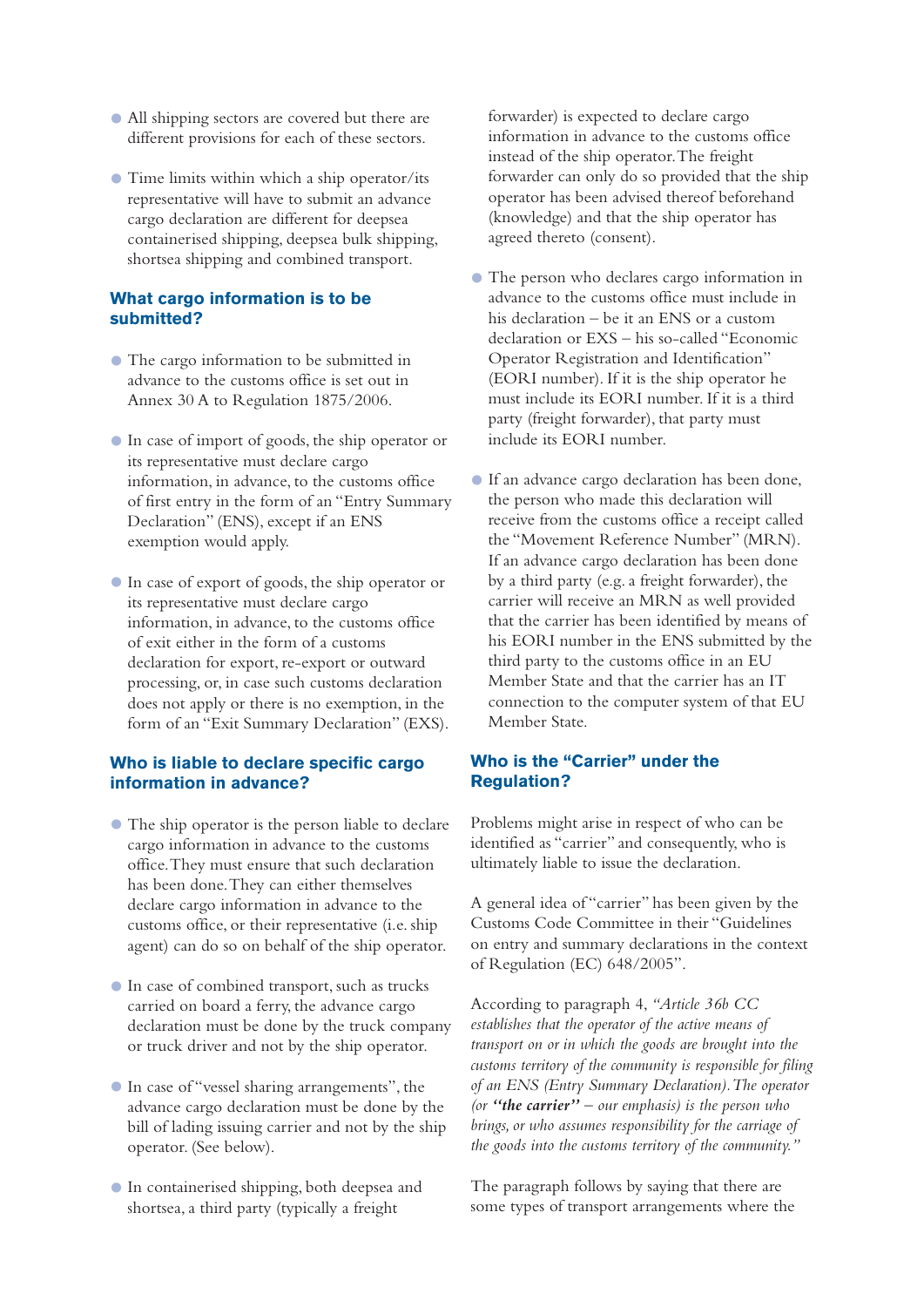- All shipping sectors are covered but there are different provisions for each of these sectors.

- Time limits within which a ship operator/its representative will have to submit an advance cargo declaration are different for deepsea containerised shipping, deepsea bulk shipping, shortsea shipping and combined transport.

### What cargo information is to be submitted?

- The cargo information to be submitted in advance to the customs office is set out in Annex 30 A to Regulation 1875/2006.

- In case of import of goods, the ship operator or its representative must declare cargo information, in advance, to the customs office of first entry in the form of an "Entry Summary Declaration" (ENS), except if an ENS exemption would apply.

- In case of export of goods, the ship operator or its representative must declare cargo information, in advance, to the customs office of exit either in the form of a customs declaration for export, re-export or outward processing, or, in case such customs declaration does not apply or there is no exemption, in the form of an "Exit Summary Declaration" (EXS).

### Who is liable to declare specific cargo information in advance?

- The ship operator is the person liable to declare cargo information in advance to the customs office. They must ensure that such declaration has been done. They can either themselves declare cargo information in advance to the customs office, or their representative (i.e. ship agent) can do so on behalf of the ship operator.

- In case of combined transport, such as trucks carried on board a ferry, the advance cargo declaration must be done by the truck company or truck driver and not by the ship operator.

- In case of "vessel sharing arrangements", the advance cargo declaration must be done by the bill of lading issuing carrier and not by the ship operator. (See below).

- In containerised shipping, both deepsea and shortsea, a third party (typically a freight forwarder) is expected to declare cargo information in advance to the customs office instead of the ship operator. The freight forwarder can only do so provided that the ship operator has been advised thereof beforehand (knowledge) and that the ship operator has agreed thereto (consent).

- The person who declares cargo information in advance to the customs office must include in his declaration – be it an ENS or a custom declaration or EXS – his so-called "Economic Operator Registration and Identification" (EORI number). If it is the ship operator he must include its EORI number. If it is a third party (freight forwarder), that party must include its EORI number.

- If an advance cargo declaration has been done, the person who made this declaration will receive from the customs office a receipt called the "Movement Reference Number" (MRN). If an advance cargo declaration has been done by a third party (e.g. a freight forwarder), the carrier will receive an MRN as well provided that the carrier has been identified by means of his EORI number in the ENS submitted by the third party to the customs office in an EU Member State and that the carrier has an IT connection to the computer system of that EU Member State.

### Who is the "Carrier" under the Regulation?

Problems might arise in respect of who can be identified as "carrier" and consequently, who is ultimately liable to issue the declaration.

A general idea of "carrier" has been given by the Customs Code Committee in their "Guidelines on entry and summary declarations in the context of Regulation (EC) 648/2005".

According to paragraph 4, *"Article 36b CC establishes that the operator of the active means of transport on or in which the goods are brought into the customs territory of the community is responsible for filing of an ENS (Entry Summary Declaration). The operator (or **"the carrier"** – our emphasis) is the person who brings, or who assumes responsibility for the carriage of the goods into the customs territory of the community."*

The paragraph follows by saying that there are some types of transport arrangements where the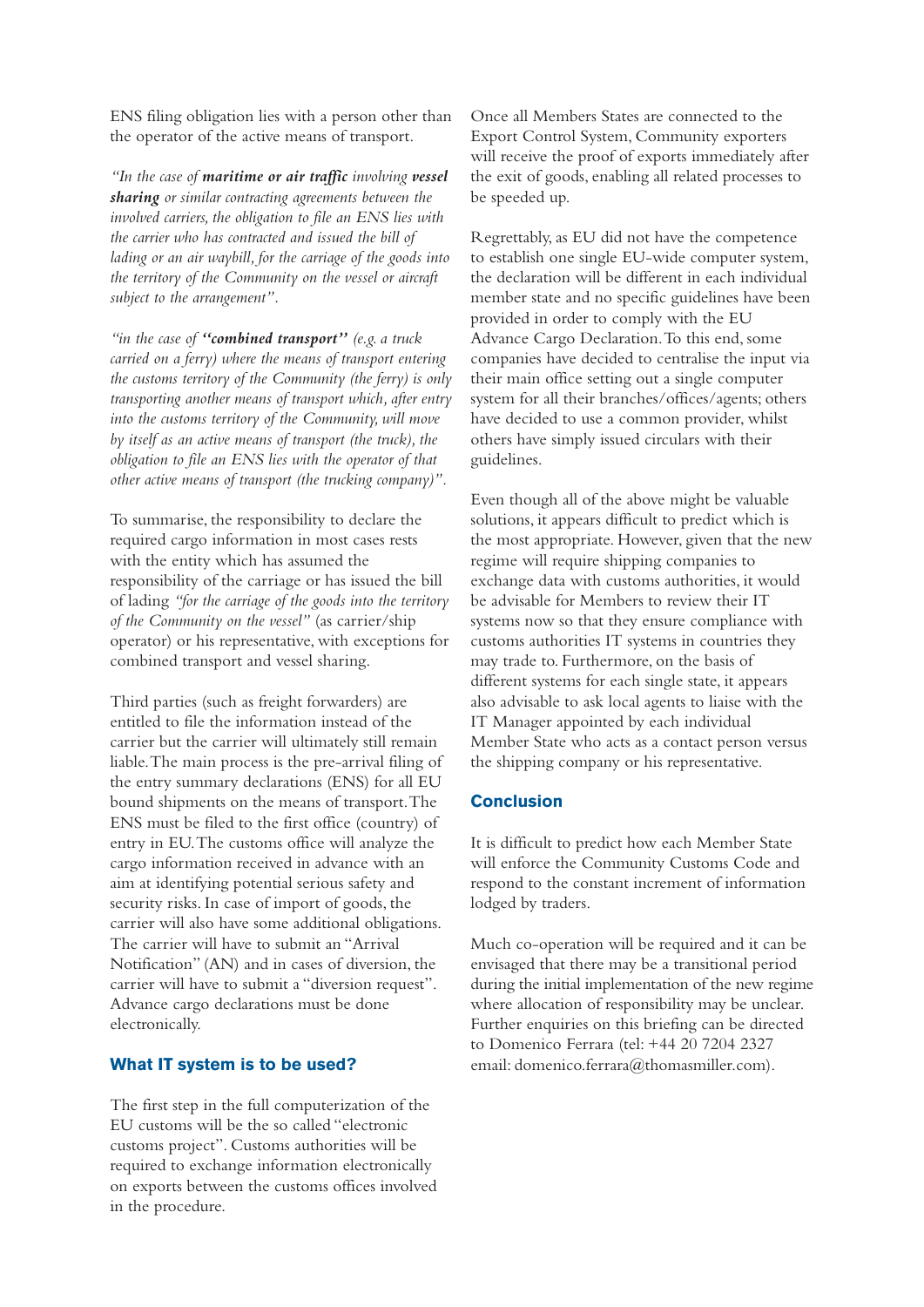ENS filing obligation lies with a person other than the operator of the active means of transport.

*"In the case of **maritime or air traffic** involving **vessel sharing** or similar contracting agreements between the involved carriers, the obligation to file an ENS lies with the carrier who has contracted and issued the bill of lading or an air waybill, for the carriage of the goods into the territory of the Community on the vessel or aircraft subject to the arrangement".*

*"in the case of **"combined transport"** (e.g. a truck carried on a ferry) where the means of transport entering the customs territory of the Community (the ferry) is only transporting another means of transport which, after entry into the customs territory of the Community, will move by itself as an active means of transport (the truck), the obligation to file an ENS lies with the operator of that other active means of transport (the trucking company)".*

To summarise, the responsibility to declare the required cargo information in most cases rests with the entity which has assumed the responsibility of the carriage or has issued the bill of lading *"for the carriage of the goods into the territory of the Community on the vessel"* (as carrier/ship operator) or his representative, with exceptions for combined transport and vessel sharing.

Third parties (such as freight forwarders) are entitled to file the information instead of the carrier but the carrier will ultimately still remain liable. The main process is the pre-arrival filing of the entry summary declarations (ENS) for all EU bound shipments on the means of transport. The ENS must be filed to the first office (country) of entry in EU. The customs office will analyze the cargo information received in advance with an aim at identifying potential serious safety and security risks. In case of import of goods, the carrier will also have some additional obligations. The carrier will have to submit an "Arrival Notification" (AN) and in cases of diversion, the carrier will have to submit a "diversion request". Advance cargo declarations must be done electronically.

## What IT system is to be used?

The first step in the full computerization of the EU customs will be the so called "electronic customs project". Customs authorities will be required to exchange information electronically on exports between the customs offices involved in the procedure.

Once all Members States are connected to the Export Control System, Community exporters will receive the proof of exports immediately after the exit of goods, enabling all related processes to be speeded up.

Regrettably, as EU did not have the competence to establish one single EU-wide computer system, the declaration will be different in each individual member state and no specific guidelines have been provided in order to comply with the EU Advance Cargo Declaration. To this end, some companies have decided to centralise the input via their main office setting out a single computer system for all their branches/offices/agents; others have decided to use a common provider, whilst others have simply issued circulars with their guidelines.

Even though all of the above might be valuable solutions, it appears difficult to predict which is the most appropriate. However, given that the new regime will require shipping companies to exchange data with customs authorities, it would be advisable for Members to review their IT systems now so that they ensure compliance with customs authorities IT systems in countries they may trade to. Furthermore, on the basis of different systems for each single state, it appears also advisable to ask local agents to liaise with the IT Manager appointed by each individual Member State who acts as a contact person versus the shipping company or his representative.

## Conclusion

It is difficult to predict how each Member State will enforce the Community Customs Code and respond to the constant increment of information lodged by traders.

Much co-operation will be required and it can be envisaged that there may be a transitional period during the initial implementation of the new regime where allocation of responsibility may be unclear. Further enquiries on this briefing can be directed to Domenico Ferrara (tel: +44 20 7204 2327 email: domenico.ferrara@thomasmiller.com).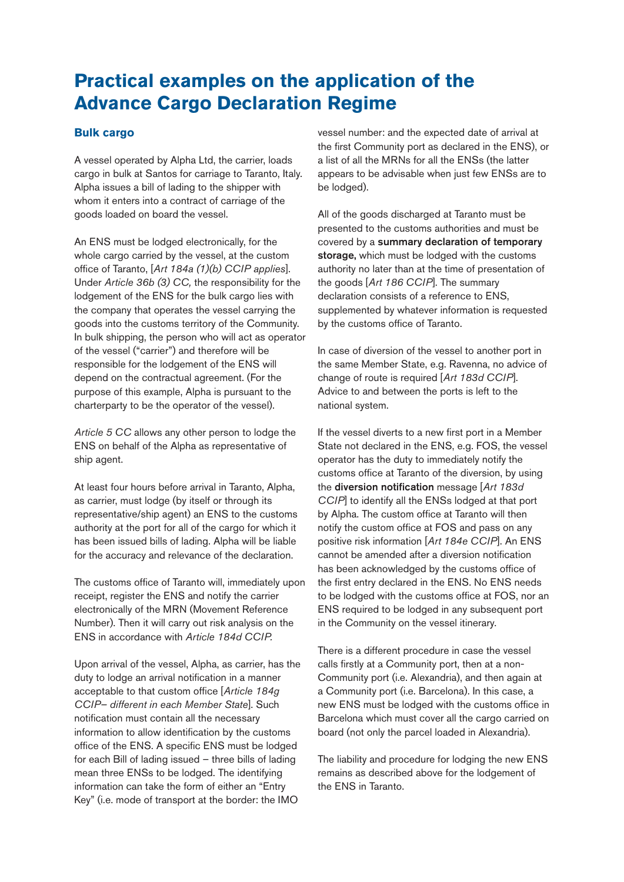# Practical examples on the application of the Advance Cargo Declaration Regime

## Bulk cargo

A vessel operated by Alpha Ltd, the carrier, loads cargo in bulk at Santos for carriage to Taranto, Italy. Alpha issues a bill of lading to the shipper with whom it enters into a contract of carriage of the goods loaded on board the vessel.

An ENS must be lodged electronically, for the whole cargo carried by the vessel, at the custom office of Taranto, [*Art 184a (1)(b) CCIP applies*]. Under *Article 36b (3) CC,* the responsibility for the lodgement of the ENS for the bulk cargo lies with the company that operates the vessel carrying the goods into the customs territory of the Community. In bulk shipping, the person who will act as operator of the vessel ("carrier") and therefore will be responsible for the lodgement of the ENS will depend on the contractual agreement. (For the purpose of this example, Alpha is pursuant to the charterparty to be the operator of the vessel).

*Article 5 CC* allows any other person to lodge the ENS on behalf of the Alpha as representative of ship agent.

At least four hours before arrival in Taranto, Alpha, as carrier, must lodge (by itself or through its representative/ship agent) an ENS to the customs authority at the port for all of the cargo for which it has been issued bills of lading. Alpha will be liable for the accuracy and relevance of the declaration.

The customs office of Taranto will, immediately upon receipt, register the ENS and notify the carrier electronically of the MRN (Movement Reference Number). Then it will carry out risk analysis on the ENS in accordance with *Article 184d CCIP.*

Upon arrival of the vessel, Alpha, as carrier, has the duty to lodge an arrival notification in a manner acceptable to that custom office [*Article 184g CCIP– different in each Member State*]. Such notification must contain all the necessary information to allow identification by the customs office of the ENS. A specific ENS must be lodged for each Bill of lading issued – three bills of lading mean three ENSs to be lodged. The identifying information can take the form of either an "Entry Key" (i.e. mode of transport at the border: the IMO vessel number: and the expected date of arrival at the first Community port as declared in the ENS), or a list of all the MRNs for all the ENSs (the latter appears to be advisable when just few ENSs are to be lodged).

All of the goods discharged at Taranto must be presented to the customs authorities and must be covered by a **summary declaration of temporary storage,** which must be lodged with the customs authority no later than at the time of presentation of the goods [*Art 186 CCIP*]. The summary declaration consists of a reference to ENS, supplemented by whatever information is requested by the customs office of Taranto.

In case of diversion of the vessel to another port in the same Member State, e.g. Ravenna, no advice of change of route is required [*Art 183d CCIP*]. Advice to and between the ports is left to the national system.

If the vessel diverts to a new first port in a Member State not declared in the ENS, e.g. FOS, the vessel operator has the duty to immediately notify the customs office at Taranto of the diversion, by using the **diversion notification** message [*Art 183d CCIP*] to identify all the ENSs lodged at that port by Alpha. The custom office at Taranto will then notify the custom office at FOS and pass on any positive risk information [*Art 184e CCIP*]. An ENS cannot be amended after a diversion notification has been acknowledged by the customs office of the first entry declared in the ENS. No ENS needs to be lodged with the customs office at FOS, nor an ENS required to be lodged in any subsequent port in the Community on the vessel itinerary.

There is a different procedure in case the vessel calls firstly at a Community port, then at a non-Community port (i.e. Alexandria), and then again at a Community port (i.e. Barcelona). In this case, a new ENS must be lodged with the customs office in Barcelona which must cover all the cargo carried on board (not only the parcel loaded in Alexandria).

The liability and procedure for lodging the new ENS remains as described above for the lodgement of the ENS in Taranto.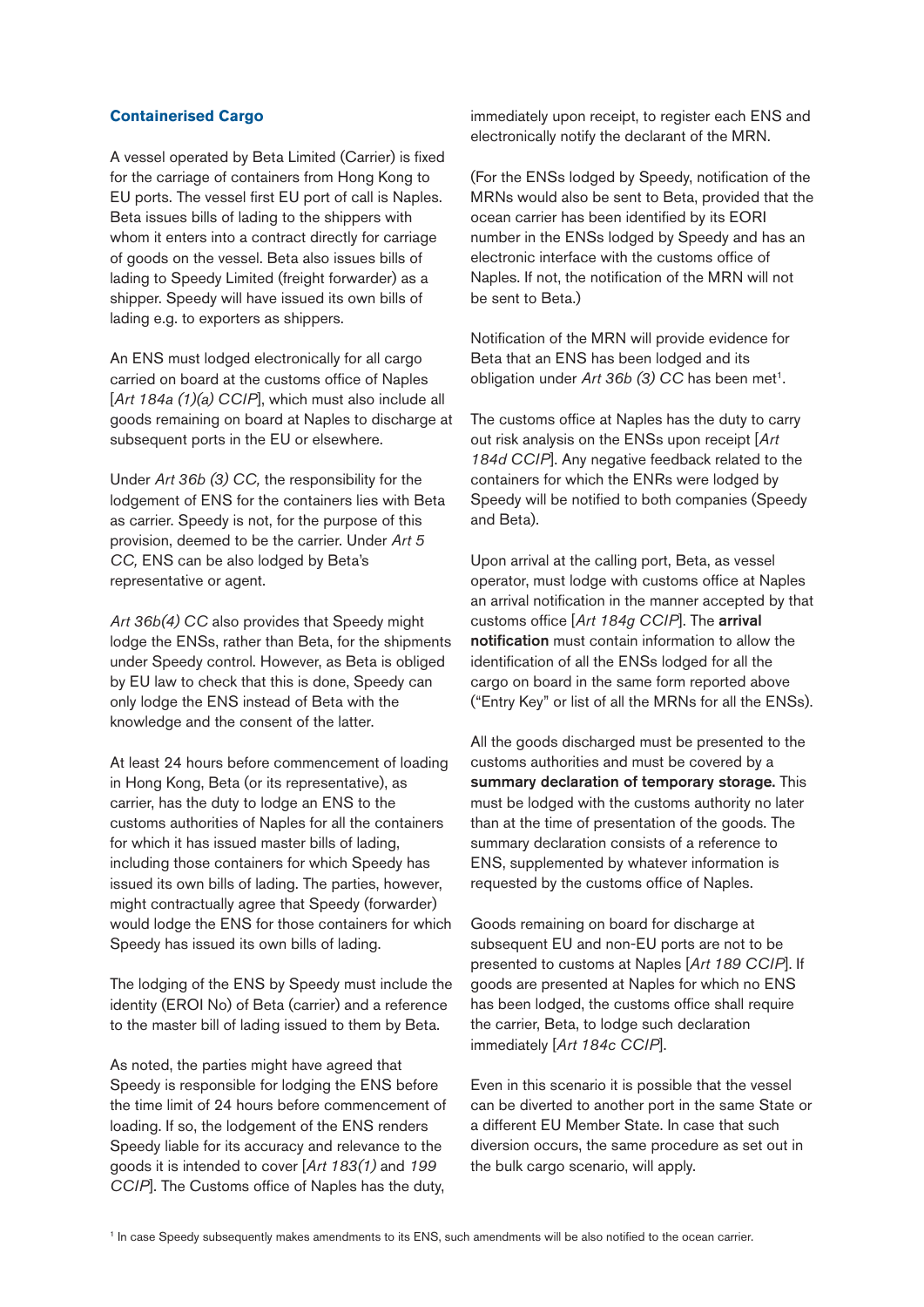## Containerised Cargo

A vessel operated by Beta Limited (Carrier) is fixed for the carriage of containers from Hong Kong to EU ports. The vessel first EU port of call is Naples. Beta issues bills of lading to the shippers with whom it enters into a contract directly for carriage of goods on the vessel. Beta also issues bills of lading to Speedy Limited (freight forwarder) as a shipper. Speedy will have issued its own bills of lading e.g. to exporters as shippers.

An ENS must lodged electronically for all cargo carried on board at the customs office of Naples [*Art 184a (1)(a) CCIP*], which must also include all goods remaining on board at Naples to discharge at subsequent ports in the EU or elsewhere.

Under *Art 36b (3) CC,* the responsibility for the lodgement of ENS for the containers lies with Beta as carrier. Speedy is not, for the purpose of this provision, deemed to be the carrier. Under *Art 5 CC,* ENS can be also lodged by Beta's representative or agent.

*Art 36b(4) CC* also provides that Speedy might lodge the ENSs, rather than Beta, for the shipments under Speedy control. However, as Beta is obliged by EU law to check that this is done, Speedy can only lodge the ENS instead of Beta with the knowledge and the consent of the latter.

At least 24 hours before commencement of loading in Hong Kong, Beta (or its representative), as carrier, has the duty to lodge an ENS to the customs authorities of Naples for all the containers for which it has issued master bills of lading, including those containers for which Speedy has issued its own bills of lading. The parties, however, might contractually agree that Speedy (forwarder) would lodge the ENS for those containers for which Speedy has issued its own bills of lading.

The lodging of the ENS by Speedy must include the identity (EROI No) of Beta (carrier) and a reference to the master bill of lading issued to them by Beta.

As noted, the parties might have agreed that Speedy is responsible for lodging the ENS before the time limit of 24 hours before commencement of loading. If so, the lodgement of the ENS renders Speedy liable for its accuracy and relevance to the goods it is intended to cover [*Art 183(1)* and *199 CCIP*]. The Customs office of Naples has the duty, immediately upon receipt, to register each ENS and electronically notify the declarant of the MRN.

(For the ENSs lodged by Speedy, notification of the MRNs would also be sent to Beta, provided that the ocean carrier has been identified by its EORI number in the ENSs lodged by Speedy and has an electronic interface with the customs office of Naples. If not, the notification of the MRN will not be sent to Beta.)

Notification of the MRN will provide evidence for Beta that an ENS has been lodged and its obligation under *Art 36b (3) CC* has been met[1].

The customs office at Naples has the duty to carry out risk analysis on the ENSs upon receipt [*Art 184d CCIP*]. Any negative feedback related to the containers for which the ENRs were lodged by Speedy will be notified to both companies (Speedy and Beta).

Upon arrival at the calling port, Beta, as vessel operator, must lodge with customs office at Naples an arrival notification in the manner accepted by that customs office [*Art 184g CCIP*]. The **arrival notification** must contain information to allow the identification of all the ENSs lodged for all the cargo on board in the same form reported above ("Entry Key" or list of all the MRNs for all the ENSs).

All the goods discharged must be presented to the customs authorities and must be covered by a **summary declaration of temporary storage.** This must be lodged with the customs authority no later than at the time of presentation of the goods. The summary declaration consists of a reference to ENS, supplemented by whatever information is requested by the customs office of Naples.

Goods remaining on board for discharge at subsequent EU and non-EU ports are not to be presented to customs at Naples [*Art 189 CCIP*]. If goods are presented at Naples for which no ENS has been lodged, the customs office shall require the carrier, Beta, to lodge such declaration immediately [*Art 184c CCIP*].

Even in this scenario it is possible that the vessel can be diverted to another port in the same State or a different EU Member State. In case that such diversion occurs, the same procedure as set out in the bulk cargo scenario, will apply.

[1] In case Speedy subsequently makes amendments to its ENS, such amendments will be also notified to the ocean carrier.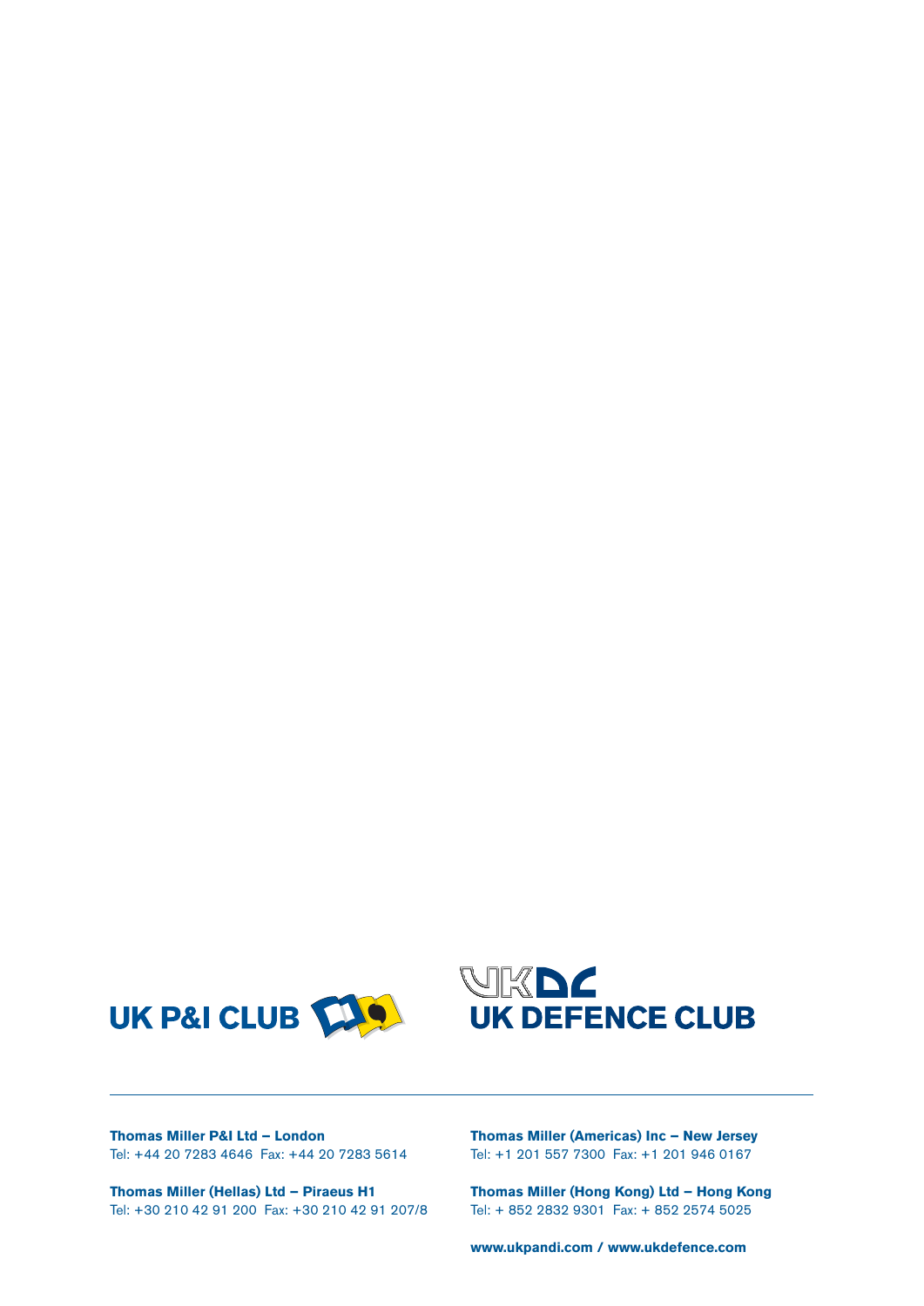UK P&I CLUB

UKDC
UK DEFENCE CLUB

**Thomas Miller P&I Ltd – London**
Tel: +44 20 7283 4646 Fax: +44 20 7283 5614

**Thomas Miller (Hellas) Ltd – Piraeus H1**
Tel: +30 210 42 91 200 Fax: +30 210 42 91 207/8

**Thomas Miller (Americas) Inc – New Jersey**
Tel: +1 201 557 7300 Fax: +1 201 946 0167

**Thomas Miller (Hong Kong) Ltd – Hong Kong**
Tel: + 852 2832 9301 Fax: + 852 2574 5025

**www.ukpandi.com / www.ukdefence.com**